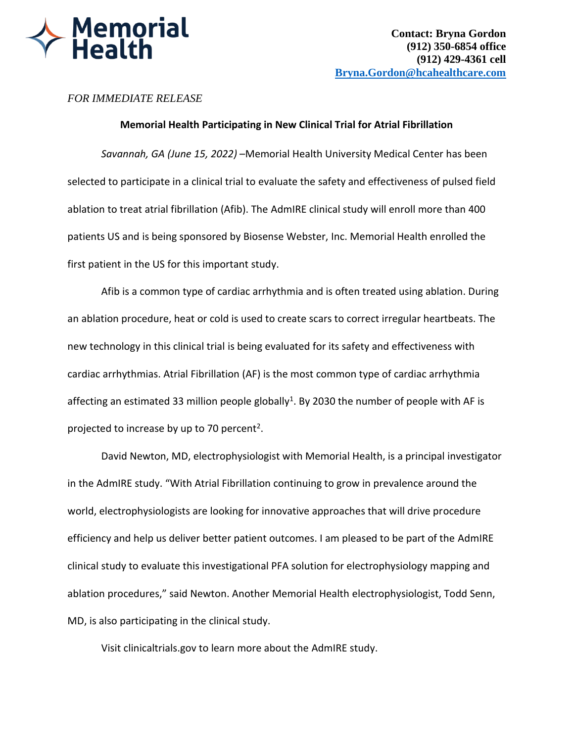Memorial Health

**Contact: Bryna Gordon**
**(912) 350-6854 office**
**(912) 429-4361 cell**
**[Bryna.Gordon@hcahealthcare.com](mailto:Bryna.Gordon@hcahealthcare.com)**

*FOR IMMEDIATE RELEASE*

## Memorial Health Participating in New Clinical Trial for Atrial Fibrillation

*Savannah, GA (June 15, 2022)* –Memorial Health University Medical Center has been selected to participate in a clinical trial to evaluate the safety and effectiveness of pulsed field ablation to treat atrial fibrillation (Afib). The AdmIRE clinical study will enroll more than 400 patients US and is being sponsored by Biosense Webster, Inc. Memorial Health enrolled the first patient in the US for this important study.

Afib is a common type of cardiac arrhythmia and is often treated using ablation. During an ablation procedure, heat or cold is used to create scars to correct irregular heartbeats. The new technology in this clinical trial is being evaluated for its safety and effectiveness with cardiac arrhythmias. Atrial Fibrillation (AF) is the most common type of cardiac arrhythmia affecting an estimated 33 million people globally[1]. By 2030 the number of people with AF is projected to increase by up to 70 percent[2].

David Newton, MD, electrophysiologist with Memorial Health, is a principal investigator in the AdmIRE study. "With Atrial Fibrillation continuing to grow in prevalence around the world, electrophysiologists are looking for innovative approaches that will drive procedure efficiency and help us deliver better patient outcomes. I am pleased to be part of the AdmIRE clinical study to evaluate this investigational PFA solution for electrophysiology mapping and ablation procedures," said Newton. Another Memorial Health electrophysiologist, Todd Senn, MD, is also participating in the clinical study.

Visit clinicaltrials.gov to learn more about the AdmIRE study.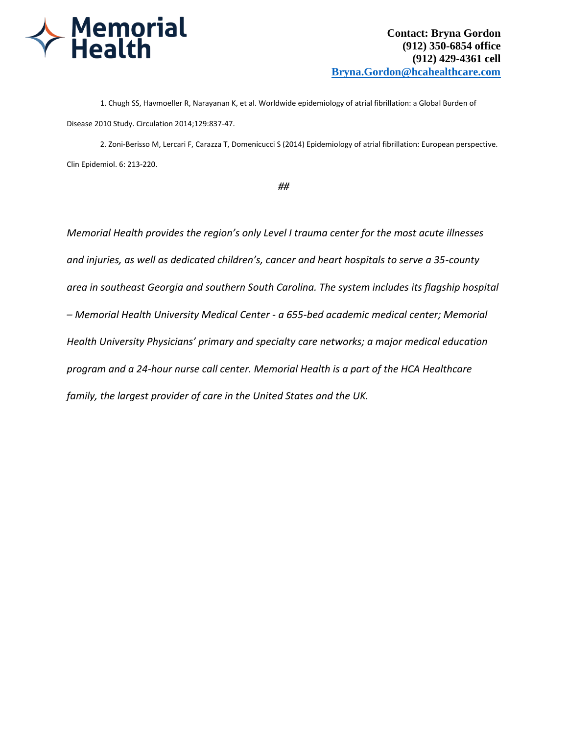**Contact: Bryna Gordon**
**(912) 350-6854 office**
**(912) 429-4361 cell**
**Bryna.Gordon@hcahealthcare.com**

1. Chugh SS, Havmoeller R, Narayanan K, et al. Worldwide epidemiology of atrial fibrillation: a Global Burden of Disease 2010 Study. Circulation 2014;129:837-47.

2. Zoni-Berisso M, Lercari F, Carazza T, Domenicucci S (2014) Epidemiology of atrial fibrillation: European perspective. Clin Epidemiol. 6: 213-220.

##

*Memorial Health provides the region's only Level I trauma center for the most acute illnesses and injuries, as well as dedicated children's, cancer and heart hospitals to serve a 35-county area in southeast Georgia and southern South Carolina. The system includes its flagship hospital – Memorial Health University Medical Center - a 655-bed academic medical center; Memorial Health University Physicians' primary and specialty care networks; a major medical education program and a 24-hour nurse call center. Memorial Health is a part of the HCA Healthcare family, the largest provider of care in the United States and the UK.*